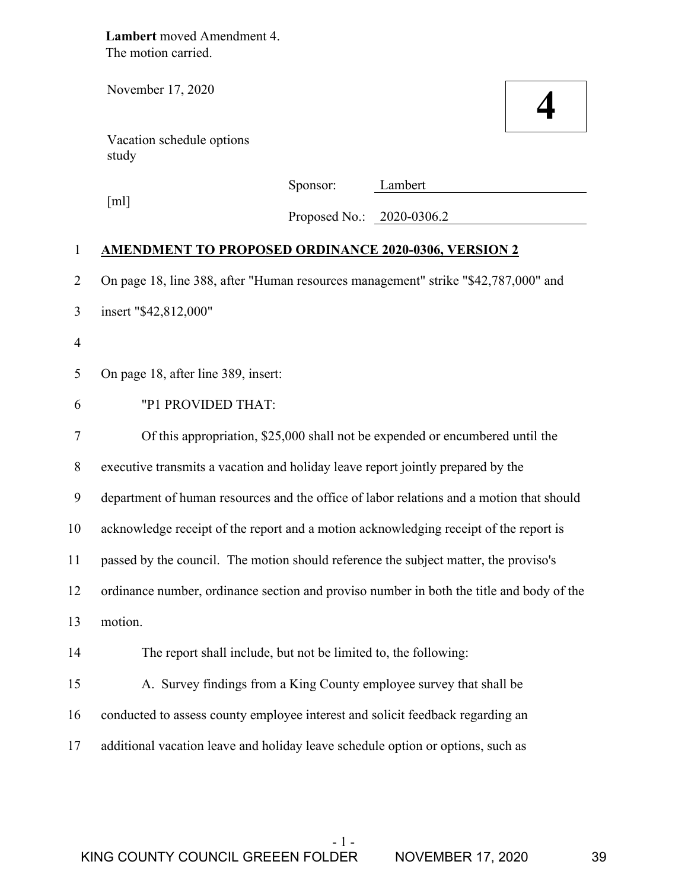**Lambert** moved Amendment 4.
The motion carried.

November 17, 2020

**4**

Vacation schedule options study

[ml]

Sponsor: Lambert

Proposed No.: 2020-0306.2

1 **AMENDMENT TO PROPOSED ORDINANCE 2020-0306, VERSION 2**

2 On page 18, line 388, after "Human resources management" strike "$42,787,000" and

3 insert "$42,812,000"

4

5 On page 18, after line 389, insert:

6 "P1 PROVIDED THAT:

7 Of this appropriation, $25,000 shall not be expended or encumbered until the

8 executive transmits a vacation and holiday leave report jointly prepared by the

9 department of human resources and the office of labor relations and a motion that should

10 acknowledge receipt of the report and a motion acknowledging receipt of the report is

11 passed by the council. The motion should reference the subject matter, the proviso's

12 ordinance number, ordinance section and proviso number in both the title and body of the

13 motion.

14 The report shall include, but not be limited to, the following:

15 A. Survey findings from a King County employee survey that shall be

16 conducted to assess county employee interest and solicit feedback regarding an

17 additional vacation leave and holiday leave schedule option or options, such as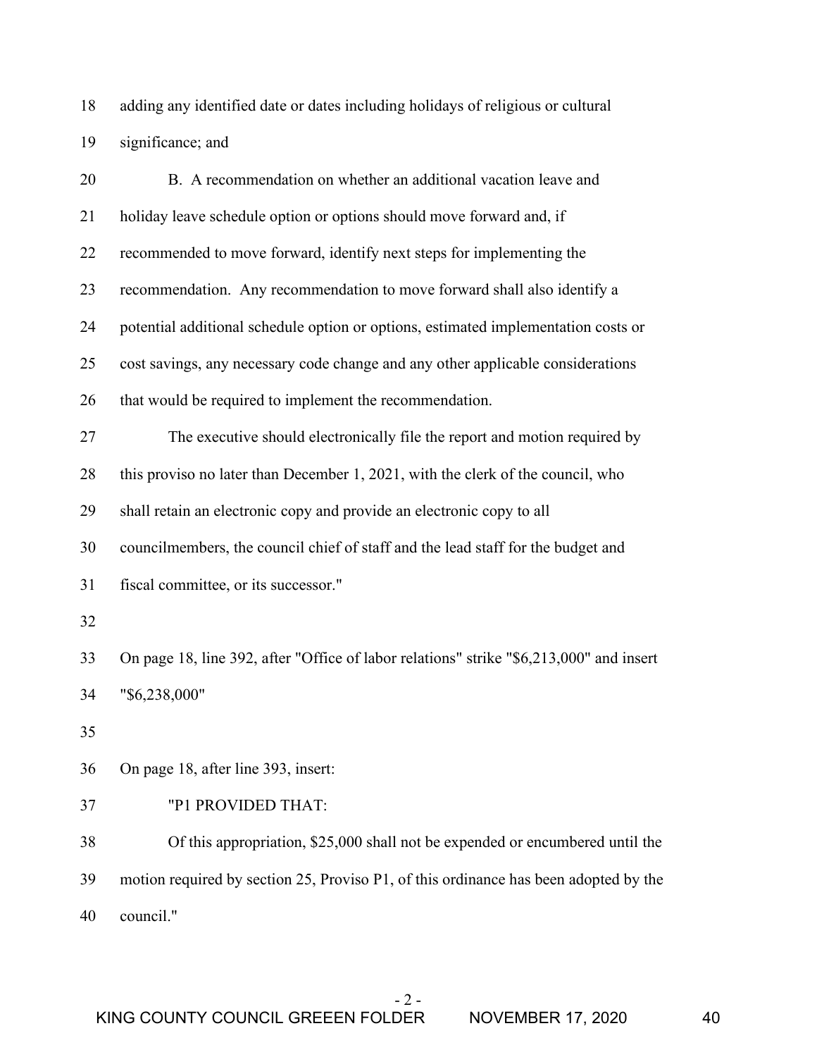adding any identified date or dates including holidays of religious or cultural significance; and

B. A recommendation on whether an additional vacation leave and holiday leave schedule option or options should move forward and, if recommended to move forward, identify next steps for implementing the recommendation. Any recommendation to move forward shall also identify a potential additional schedule option or options, estimated implementation costs or cost savings, any necessary code change and any other applicable considerations that would be required to implement the recommendation.

The executive should electronically file the report and motion required by this proviso no later than December 1, 2021, with the clerk of the council, who shall retain an electronic copy and provide an electronic copy to all councilmembers, the council chief of staff and the lead staff for the budget and fiscal committee, or its successor."

On page 18, line 392, after "Office of labor relations" strike "$6,213,000" and insert "$6,238,000"

On page 18, after line 393, insert:

"P1 PROVIDED THAT:

Of this appropriation, $25,000 shall not be expended or encumbered until the motion required by section 25, Proviso P1, of this ordinance has been adopted by the council."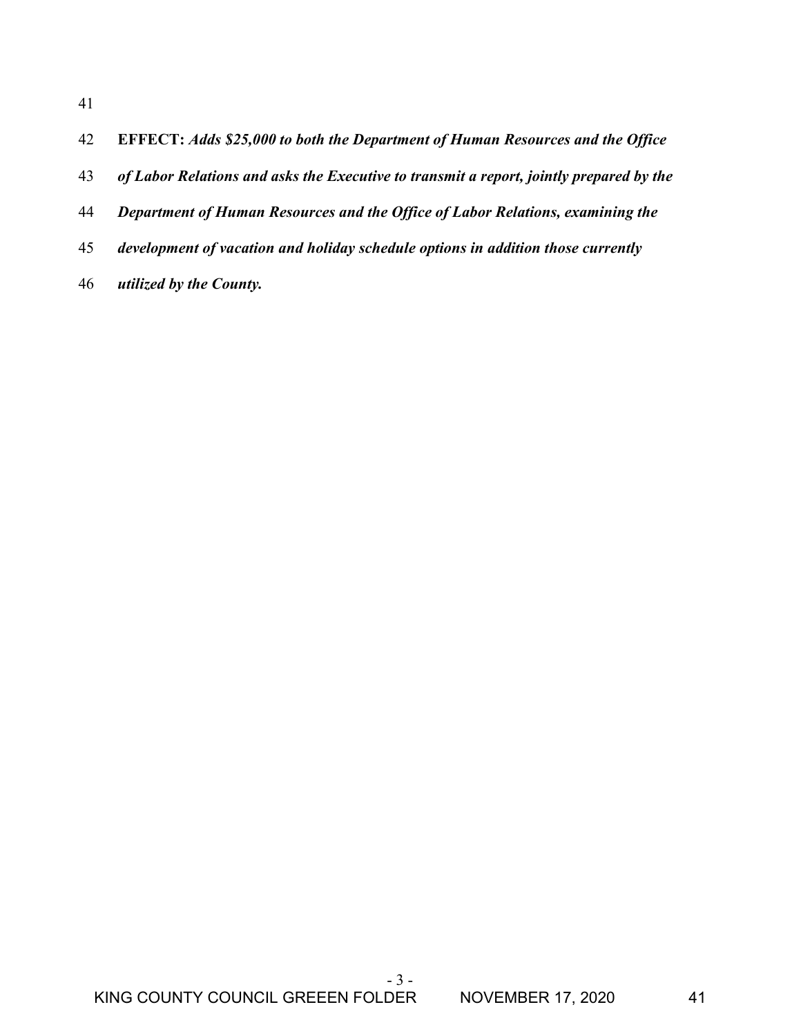**EFFECT:** ***Adds $25,000 to both the Department of Human Resources and the Office of Labor Relations and asks the Executive to transmit a report, jointly prepared by the Department of Human Resources and the Office of Labor Relations, examining the development of vacation and holiday schedule options in addition those currently utilized by the County.***